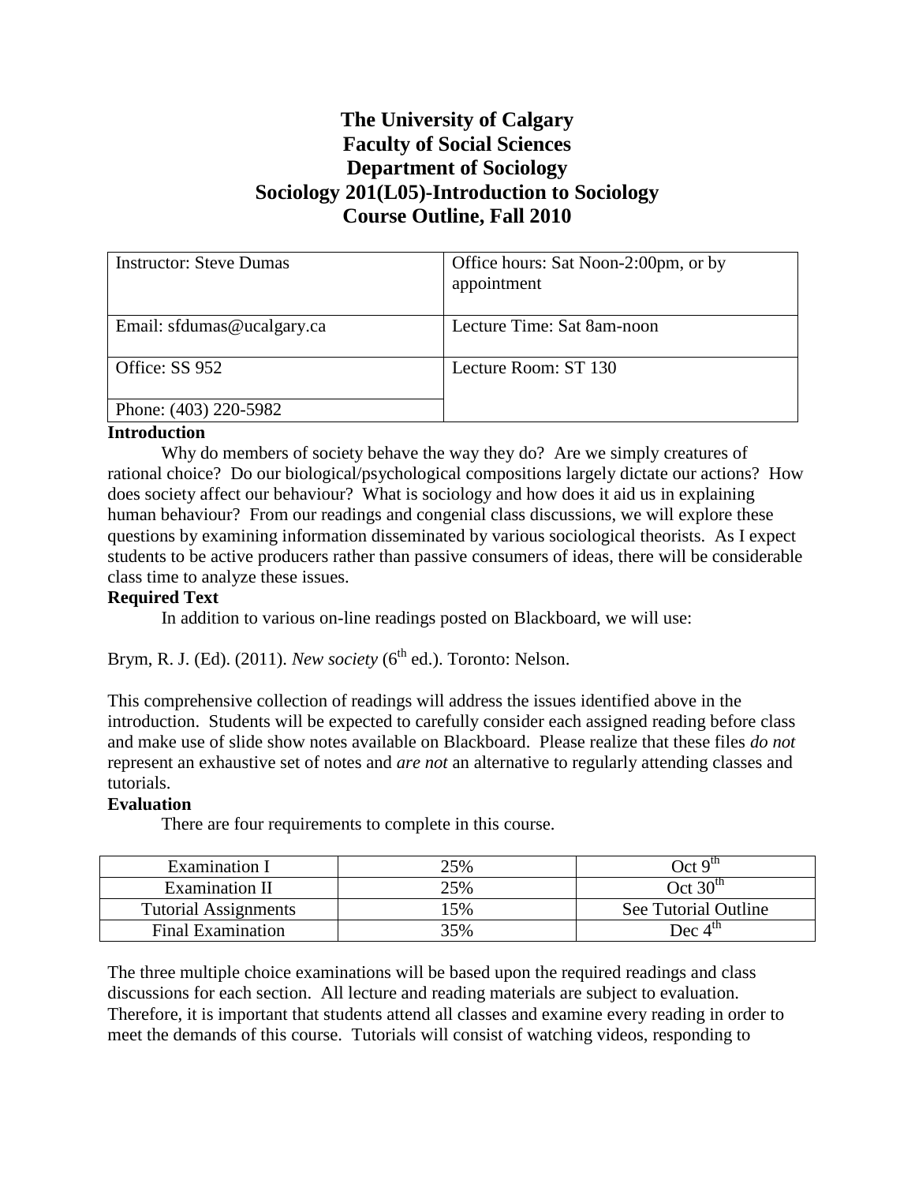# The University of Calgary
# Faculty of Social Sciences
# Department of Sociology
# Sociology 201(L05)-Introduction to Sociology
# Course Outline, Fall 2010

| | |
|---|---|
| Instructor: Steve Dumas | Office hours: Sat Noon-2:00pm, or by appointment |
| Email: sfdumas@ucalgary.ca | Lecture Time: Sat 8am-noon |
| Office: SS 952 | Lecture Room: ST 130 |
| Phone: (403) 220-5982 | |

**Introduction**

Why do members of society behave the way they do? Are we simply creatures of rational choice? Do our biological/psychological compositions largely dictate our actions? How does society affect our behaviour? What is sociology and how does it aid us in explaining human behaviour? From our readings and congenial class discussions, we will explore these questions by examining information disseminated by various sociological theorists. As I expect students to be active producers rather than passive consumers of ideas, there will be considerable class time to analyze these issues.

**Required Text**

In addition to various on-line readings posted on Blackboard, we will use:

Brym, R. J. (Ed). (2011). *New society* (6th ed.). Toronto: Nelson.

This comprehensive collection of readings will address the issues identified above in the introduction. Students will be expected to carefully consider each assigned reading before class and make use of slide show notes available on Blackboard. Please realize that these files *do not* represent an exhaustive set of notes and *are not* an alternative to regularly attending classes and tutorials.

**Evaluation**

There are four requirements to complete in this course.

| | | |
|---|---|---|
| Examination I | 25% | Oct 9th |
| Examination II | 25% | Oct 30th |
| Tutorial Assignments | 15% | See Tutorial Outline |
| Final Examination | 35% | Dec 4th |

The three multiple choice examinations will be based upon the required readings and class discussions for each section. All lecture and reading materials are subject to evaluation. Therefore, it is important that students attend all classes and examine every reading in order to meet the demands of this course. Tutorials will consist of watching videos, responding to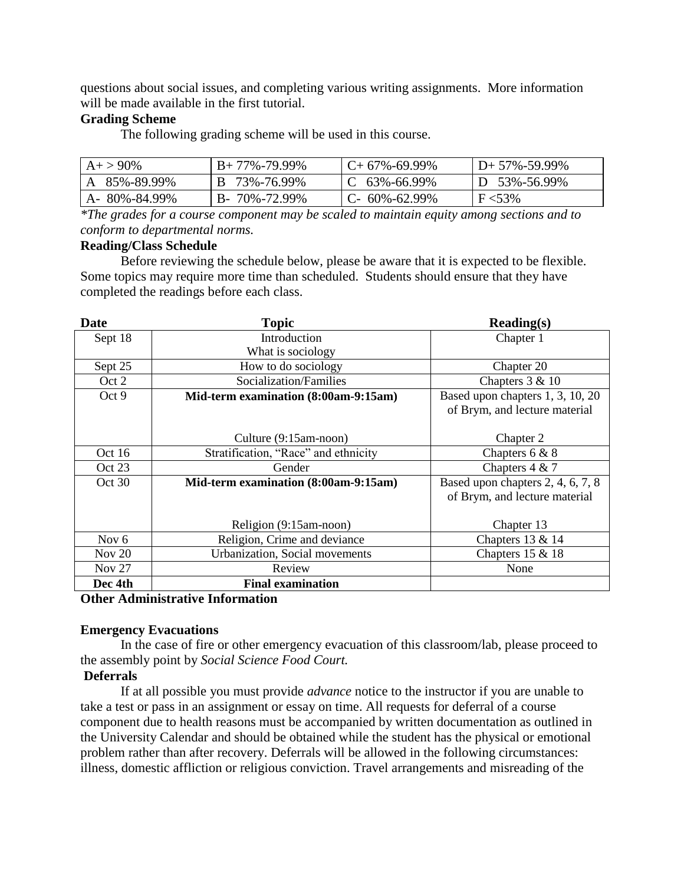questions about social issues, and completing various writing assignments. More information will be made available in the first tutorial.

**Grading Scheme**

The following grading scheme will be used in this course.

| | | | |
|---|---|---|---|
| A+ > 90% | B+ 77%-79.99% | C+ 67%-69.99% | D+ 57%-59.99% |
| A 85%-89.99% | B 73%-76.99% | C 63%-66.99% | D 53%-56.99% |
| A- 80%-84.99% | B- 70%-72.99% | C- 60%-62.99% | F <53% |

*\*The grades for a course component may be scaled to maintain equity among sections and to conform to departmental norms.*

**Reading/Class Schedule**

Before reviewing the schedule below, please be aware that it is expected to be flexible. Some topics may require more time than scheduled. Students should ensure that they have completed the readings before each class.

| Date | Topic | Reading(s) |
|---|---|---|
| Sept 18 | Introduction<br>What is sociology | Chapter 1 |
| Sept 25 | How to do sociology | Chapter 20 |
| Oct 2 | Socialization/Families | Chapters 3 & 10 |
| Oct 9 | **Mid-term examination (8:00am-9:15am)**<br><br>Culture (9:15am-noon) | Based upon chapters 1, 3, 10, 20 of Brym, and lecture material<br><br>Chapter 2 |
| Oct 16 | Stratification, "Race" and ethnicity | Chapters 6 & 8 |
| Oct 23 | Gender | Chapters 4 & 7 |
| Oct 30 | **Mid-term examination (8:00am-9:15am)**<br><br>Religion (9:15am-noon) | Based upon chapters 2, 4, 6, 7, 8 of Brym, and lecture material<br><br>Chapter 13 |
| Nov 6 | Religion, Crime and deviance | Chapters 13 & 14 |
| Nov 20 | Urbanization, Social movements | Chapters 15 & 18 |
| Nov 27 | Review | None |
| **Dec 4th** | **Final examination** | |

**Other Administrative Information**

**Emergency Evacuations**

In the case of fire or other emergency evacuation of this classroom/lab, please proceed to the assembly point by *Social Science Food Court.*

**Deferrals**

If at all possible you must provide *advance* notice to the instructor if you are unable to take a test or pass in an assignment or essay on time. All requests for deferral of a course component due to health reasons must be accompanied by written documentation as outlined in the University Calendar and should be obtained while the student has the physical or emotional problem rather than after recovery. Deferrals will be allowed in the following circumstances: illness, domestic affliction or religious conviction. Travel arrangements and misreading of the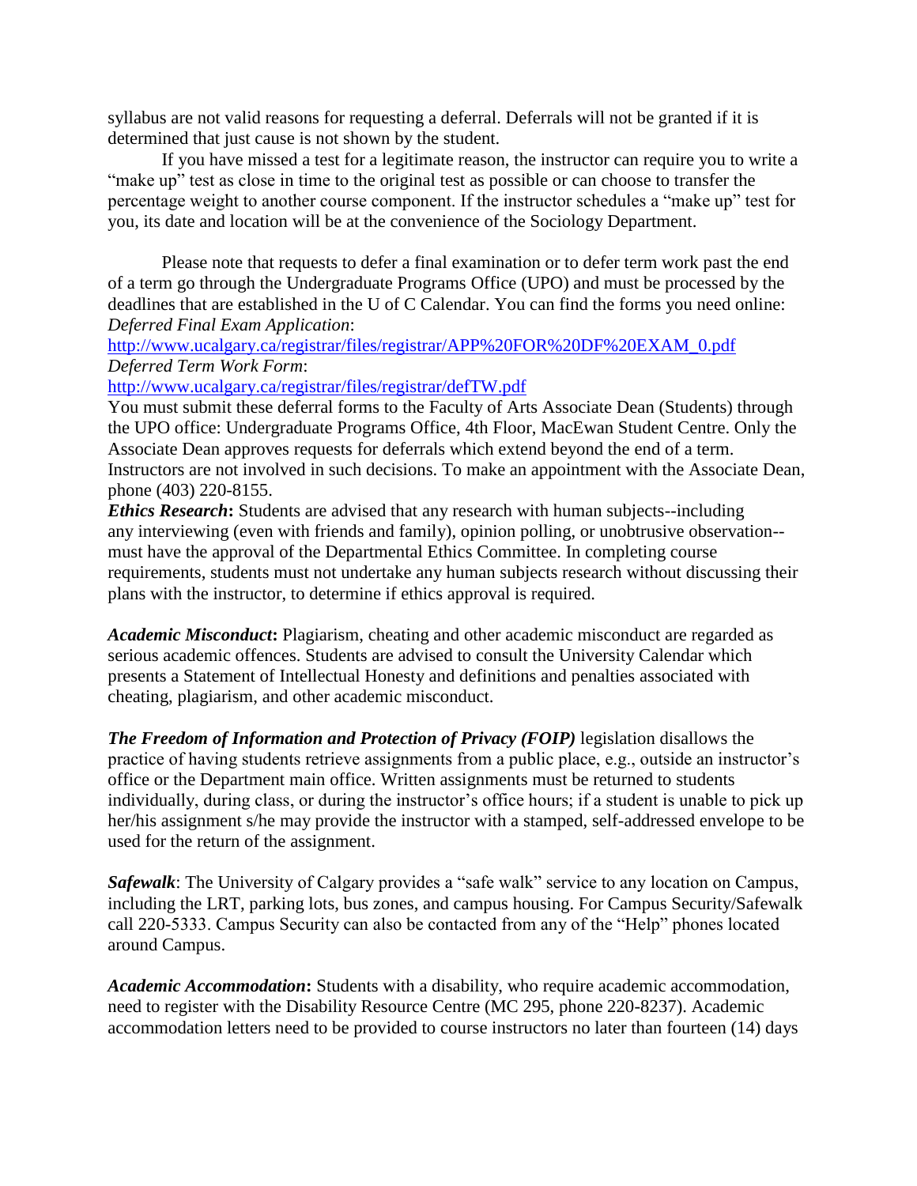syllabus are not valid reasons for requesting a deferral. Deferrals will not be granted if it is determined that just cause is not shown by the student.

If you have missed a test for a legitimate reason, the instructor can require you to write a "make up" test as close in time to the original test as possible or can choose to transfer the percentage weight to another course component. If the instructor schedules a "make up" test for you, its date and location will be at the convenience of the Sociology Department.

Please note that requests to defer a final examination or to defer term work past the end of a term go through the Undergraduate Programs Office (UPO) and must be processed by the deadlines that are established in the U of C Calendar. You can find the forms you need online:
*Deferred Final Exam Application*:
http://www.ucalgary.ca/registrar/files/registrar/APP%20FOR%20DF%20EXAM_0.pdf
*Deferred Term Work Form*:
http://www.ucalgary.ca/registrar/files/registrar/defTW.pdf
You must submit these deferral forms to the Faculty of Arts Associate Dean (Students) through the UPO office: Undergraduate Programs Office, 4th Floor, MacEwan Student Centre. Only the Associate Dean approves requests for deferrals which extend beyond the end of a term. Instructors are not involved in such decisions. To make an appointment with the Associate Dean, phone (403) 220-8155.

***Ethics Research*:** Students are advised that any research with human subjects--including any interviewing (even with friends and family), opinion polling, or unobtrusive observation--must have the approval of the Departmental Ethics Committee. In completing course requirements, students must not undertake any human subjects research without discussing their plans with the instructor, to determine if ethics approval is required.

***Academic Misconduct*:** Plagiarism, cheating and other academic misconduct are regarded as serious academic offences. Students are advised to consult the University Calendar which presents a Statement of Intellectual Honesty and definitions and penalties associated with cheating, plagiarism, and other academic misconduct.

***The Freedom of Information and Protection of Privacy (FOIP)*** legislation disallows the practice of having students retrieve assignments from a public place, e.g., outside an instructor's office or the Department main office. Written assignments must be returned to students individually, during class, or during the instructor's office hours; if a student is unable to pick up her/his assignment s/he may provide the instructor with a stamped, self-addressed envelope to be used for the return of the assignment.

***Safewalk***: The University of Calgary provides a "safe walk" service to any location on Campus, including the LRT, parking lots, bus zones, and campus housing. For Campus Security/Safewalk call 220-5333. Campus Security can also be contacted from any of the "Help" phones located around Campus.

***Academic Accommodation*:** Students with a disability, who require academic accommodation, need to register with the Disability Resource Centre (MC 295, phone 220-8237). Academic accommodation letters need to be provided to course instructors no later than fourteen (14) days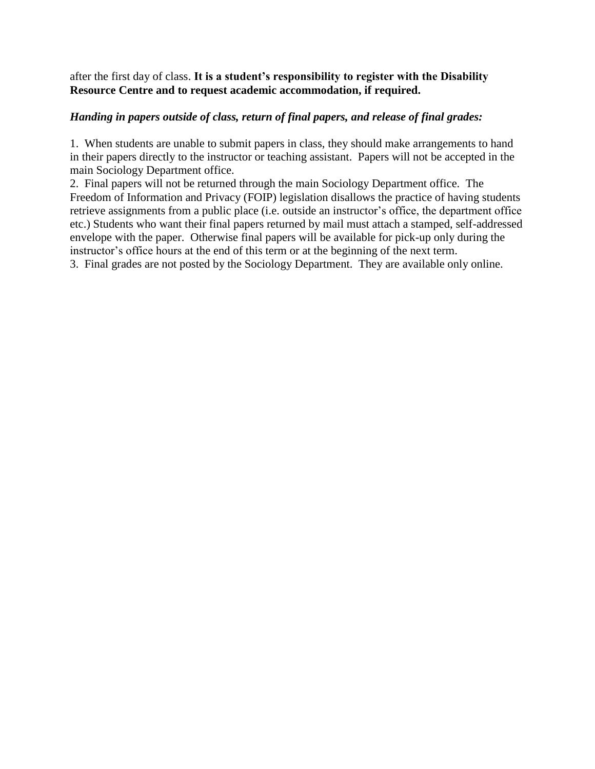after the first day of class. **It is a student's responsibility to register with the Disability Resource Centre and to request academic accommodation, if required.**

***Handing in papers outside of class, return of final papers, and release of final grades:***

1. When students are unable to submit papers in class, they should make arrangements to hand in their papers directly to the instructor or teaching assistant. Papers will not be accepted in the main Sociology Department office.
2. Final papers will not be returned through the main Sociology Department office. The Freedom of Information and Privacy (FOIP) legislation disallows the practice of having students retrieve assignments from a public place (i.e. outside an instructor's office, the department office etc.) Students who want their final papers returned by mail must attach a stamped, self-addressed envelope with the paper. Otherwise final papers will be available for pick-up only during the instructor's office hours at the end of this term or at the beginning of the next term.
3. Final grades are not posted by the Sociology Department. They are available only online.